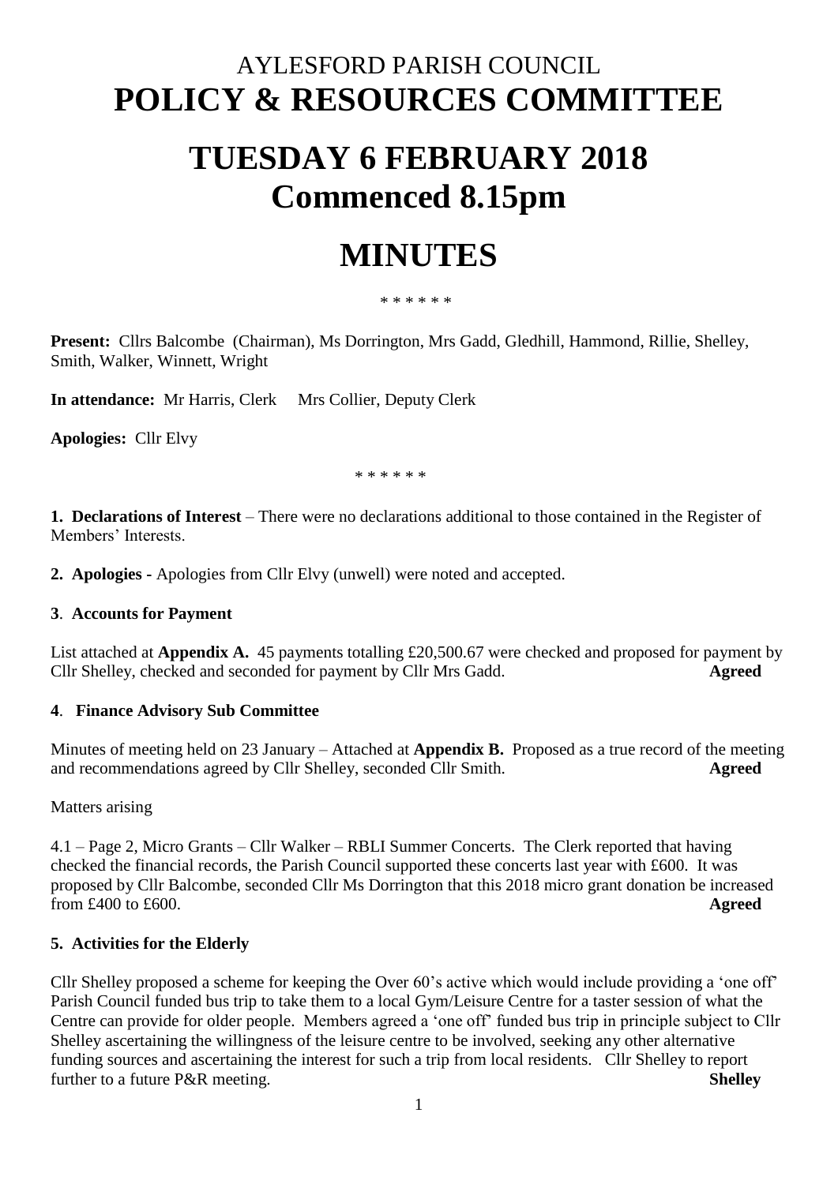# AYLESFORD PARISH COUNCIL
# POLICY & RESOURCES COMMITTEE

# TUESDAY 6 FEBRUARY 2018
# Commenced 8.15pm

# MINUTES

\* \* \* \* \* \*

**Present:** Cllrs Balcombe (Chairman), Ms Dorrington, Mrs Gadd, Gledhill, Hammond, Rillie, Shelley, Smith, Walker, Winnett, Wright

**In attendance:** Mr Harris, Clerk  Mrs Collier, Deputy Clerk

**Apologies:** Cllr Elvy

\* \* \* \* \* \*

**1. Declarations of Interest** – There were no declarations additional to those contained in the Register of Members' Interests.

**2. Apologies -** Apologies from Cllr Elvy (unwell) were noted and accepted.

**3. Accounts for Payment**

List attached at **Appendix A.** 45 payments totalling £20,500.67 were checked and proposed for payment by Cllr Shelley, checked and seconded for payment by Cllr Mrs Gadd. **Agreed**

**4. Finance Advisory Sub Committee**

Minutes of meeting held on 23 January – Attached at **Appendix B.** Proposed as a true record of the meeting and recommendations agreed by Cllr Shelley, seconded Cllr Smith. **Agreed**

Matters arising

4.1 – Page 2, Micro Grants – Cllr Walker – RBLI Summer Concerts. The Clerk reported that having checked the financial records, the Parish Council supported these concerts last year with £600. It was proposed by Cllr Balcombe, seconded Cllr Ms Dorrington that this 2018 micro grant donation be increased from £400 to £600. **Agreed**

**5. Activities for the Elderly**

Cllr Shelley proposed a scheme for keeping the Over 60's active which would include providing a 'one off' Parish Council funded bus trip to take them to a local Gym/Leisure Centre for a taster session of what the Centre can provide for older people. Members agreed a 'one off' funded bus trip in principle subject to Cllr Shelley ascertaining the willingness of the leisure centre to be involved, seeking any other alternative funding sources and ascertaining the interest for such a trip from local residents. Cllr Shelley to report further to a future P&R meeting. **Shelley**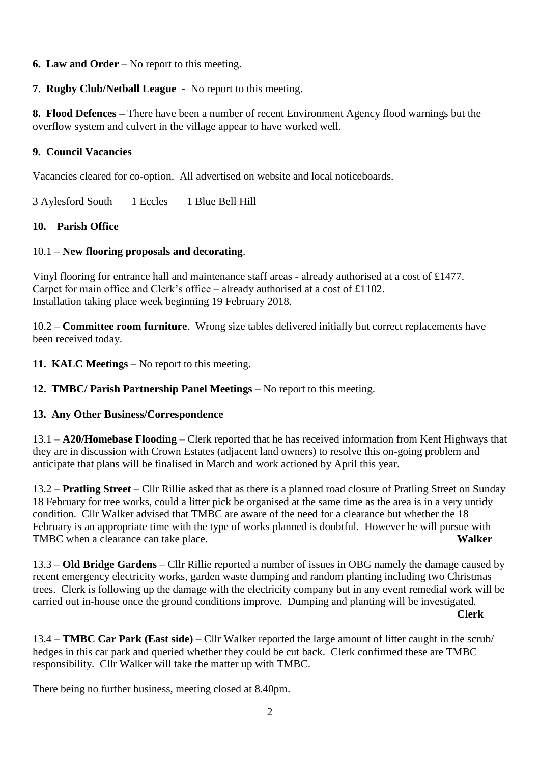**6. Law and Order** – No report to this meeting.

**7**. **Rugby Club/Netball League** - No report to this meeting.

**8. Flood Defences –** There have been a number of recent Environment Agency flood warnings but the overflow system and culvert in the village appear to have worked well.

**9. Council Vacancies**

Vacancies cleared for co-option. All advertised on website and local noticeboards.

3 Aylesford South 1 Eccles 1 Blue Bell Hill

**10. Parish Office**

10.1 – **New flooring proposals and decorating**.

Vinyl flooring for entrance hall and maintenance staff areas - already authorised at a cost of £1477.
Carpet for main office and Clerk's office – already authorised at a cost of £1102.
Installation taking place week beginning 19 February 2018.

10.2 – **Committee room furniture**. Wrong size tables delivered initially but correct replacements have been received today.

**11. KALC Meetings –** No report to this meeting.

**12. TMBC/ Parish Partnership Panel Meetings –** No report to this meeting.

**13. Any Other Business/Correspondence**

13.1 – **A20/Homebase Flooding** – Clerk reported that he has received information from Kent Highways that they are in discussion with Crown Estates (adjacent land owners) to resolve this on-going problem and anticipate that plans will be finalised in March and work actioned by April this year.

13.2 – **Pratling Street** – Cllr Rillie asked that as there is a planned road closure of Pratling Street on Sunday 18 February for tree works, could a litter pick be organised at the same time as the area is in a very untidy condition. Cllr Walker advised that TMBC are aware of the need for a clearance but whether the 18 February is an appropriate time with the type of works planned is doubtful. However he will pursue with TMBC when a clearance can take place. **Walker**

13.3 – **Old Bridge Gardens** – Cllr Rillie reported a number of issues in OBG namely the damage caused by recent emergency electricity works, garden waste dumping and random planting including two Christmas trees. Clerk is following up the damage with the electricity company but in any event remedial work will be carried out in-house once the ground conditions improve. Dumping and planting will be investigated. **Clerk**

13.4 – **TMBC Car Park (East side) –** Cllr Walker reported the large amount of litter caught in the scrub/ hedges in this car park and queried whether they could be cut back. Clerk confirmed these are TMBC responsibility. Cllr Walker will take the matter up with TMBC.

There being no further business, meeting closed at 8.40pm.